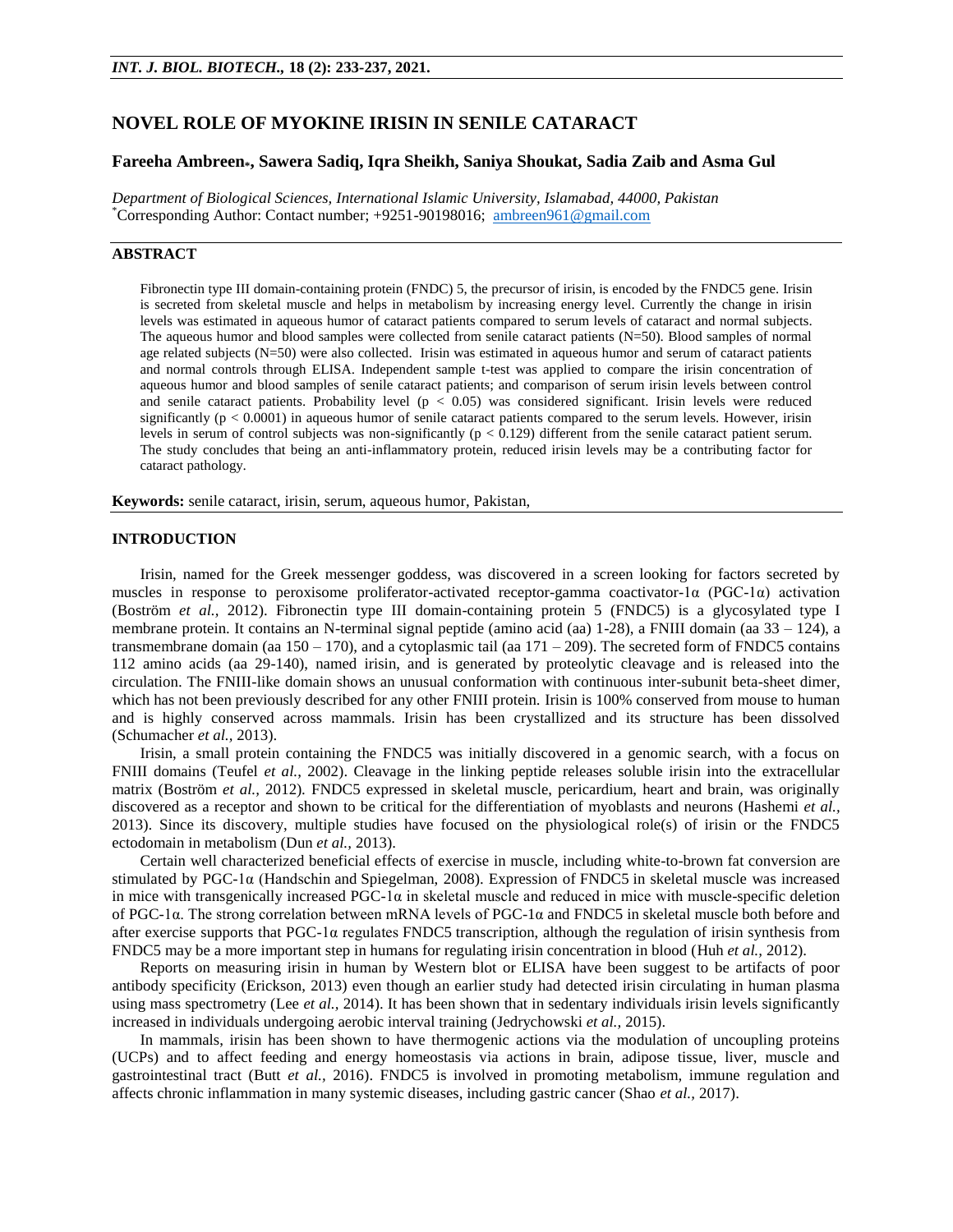# NOVEL ROLE OF MYOKINE IRISIN IN SENILE CATARACT

**Fareeha Ambreen\*, Sawera Sadiq, Iqra Sheikh, Saniya Shoukat, Sadia Zaib and Asma Gul**

*Department of Biological Sciences, International Islamic University, Islamabad, 44000, Pakistan*
\*Corresponding Author: Contact number; +9251-90198016; ambreen961@gmail.com

## ABSTRACT

Fibronectin type III domain-containing protein (FNDC) 5, the precursor of irisin, is encoded by the FNDC5 gene. Irisin is secreted from skeletal muscle and helps in metabolism by increasing energy level. Currently the change in irisin levels was estimated in aqueous humor of cataract patients compared to serum levels of cataract and normal subjects. The aqueous humor and blood samples were collected from senile cataract patients (N=50). Blood samples of normal age related subjects (N=50) were also collected. Irisin was estimated in aqueous humor and serum of cataract patients and normal controls through ELISA. Independent sample t-test was applied to compare the irisin concentration of aqueous humor and blood samples of senile cataract patients; and comparison of serum irisin levels between control and senile cataract patients. Probability level ($p < 0.05$) was considered significant. Irisin levels were reduced significantly ($p < 0.0001$) in aqueous humor of senile cataract patients compared to the serum levels. However, irisin levels in serum of control subjects was non-significantly ($p < 0.129$) different from the senile cataract patient serum. The study concludes that being an anti-inflammatory protein, reduced irisin levels may be a contributing factor for cataract pathology.

**Keywords:** senile cataract, irisin, serum, aqueous humor, Pakistan,

## INTRODUCTION

Irisin, named for the Greek messenger goddess, was discovered in a screen looking for factors secreted by muscles in response to peroxisome proliferator-activated receptor-gamma coactivator-1α (PGC-1α) activation (Boström *et al.,* 2012). Fibronectin type III domain-containing protein 5 (FNDC5) is a glycosylated type I membrane protein. It contains an N-terminal signal peptide (amino acid (aa) 1-28), a FNIII domain (aa 33 – 124), a transmembrane domain (aa 150 – 170), and a cytoplasmic tail (aa 171 – 209). The secreted form of FNDC5 contains 112 amino acids (aa 29-140), named irisin, and is generated by proteolytic cleavage and is released into the circulation. The FNIII-like domain shows an unusual conformation with continuous inter-subunit beta-sheet dimer, which has not been previously described for any other FNIII protein. Irisin is 100% conserved from mouse to human and is highly conserved across mammals. Irisin has been crystallized and its structure has been dissolved (Schumacher *et al.,* 2013).

Irisin, a small protein containing the FNDC5 was initially discovered in a genomic search, with a focus on FNIII domains (Teufel *et al.,* 2002). Cleavage in the linking peptide releases soluble irisin into the extracellular matrix (Boström *et al.,* 2012). FNDC5 expressed in skeletal muscle, pericardium, heart and brain, was originally discovered as a receptor and shown to be critical for the differentiation of myoblasts and neurons (Hashemi *et al.,* 2013). Since its discovery, multiple studies have focused on the physiological role(s) of irisin or the FNDC5 ectodomain in metabolism (Dun *et al.,* 2013).

Certain well characterized beneficial effects of exercise in muscle, including white-to-brown fat conversion are stimulated by PGC-1α (Handschin and Spiegelman, 2008). Expression of FNDC5 in skeletal muscle was increased in mice with transgenically increased PGC-1α in skeletal muscle and reduced in mice with muscle-specific deletion of PGC-1α. The strong correlation between mRNA levels of PGC-1α and FNDC5 in skeletal muscle both before and after exercise supports that PGC-1α regulates FNDC5 transcription, although the regulation of irisin synthesis from FNDC5 may be a more important step in humans for regulating irisin concentration in blood (Huh *et al.,* 2012).

Reports on measuring irisin in human by Western blot or ELISA have been suggest to be artifacts of poor antibody specificity (Erickson, 2013) even though an earlier study had detected irisin circulating in human plasma using mass spectrometry (Lee *et al.,* 2014). It has been shown that in sedentary individuals irisin levels significantly increased in individuals undergoing aerobic interval training (Jedrychowski *et al.,* 2015).

In mammals, irisin has been shown to have thermogenic actions via the modulation of uncoupling proteins (UCPs) and to affect feeding and energy homeostasis via actions in brain, adipose tissue, liver, muscle and gastrointestinal tract (Butt *et al.,* 2016). FNDC5 is involved in promoting metabolism, immune regulation and affects chronic inflammation in many systemic diseases, including gastric cancer (Shao *et al.,* 2017).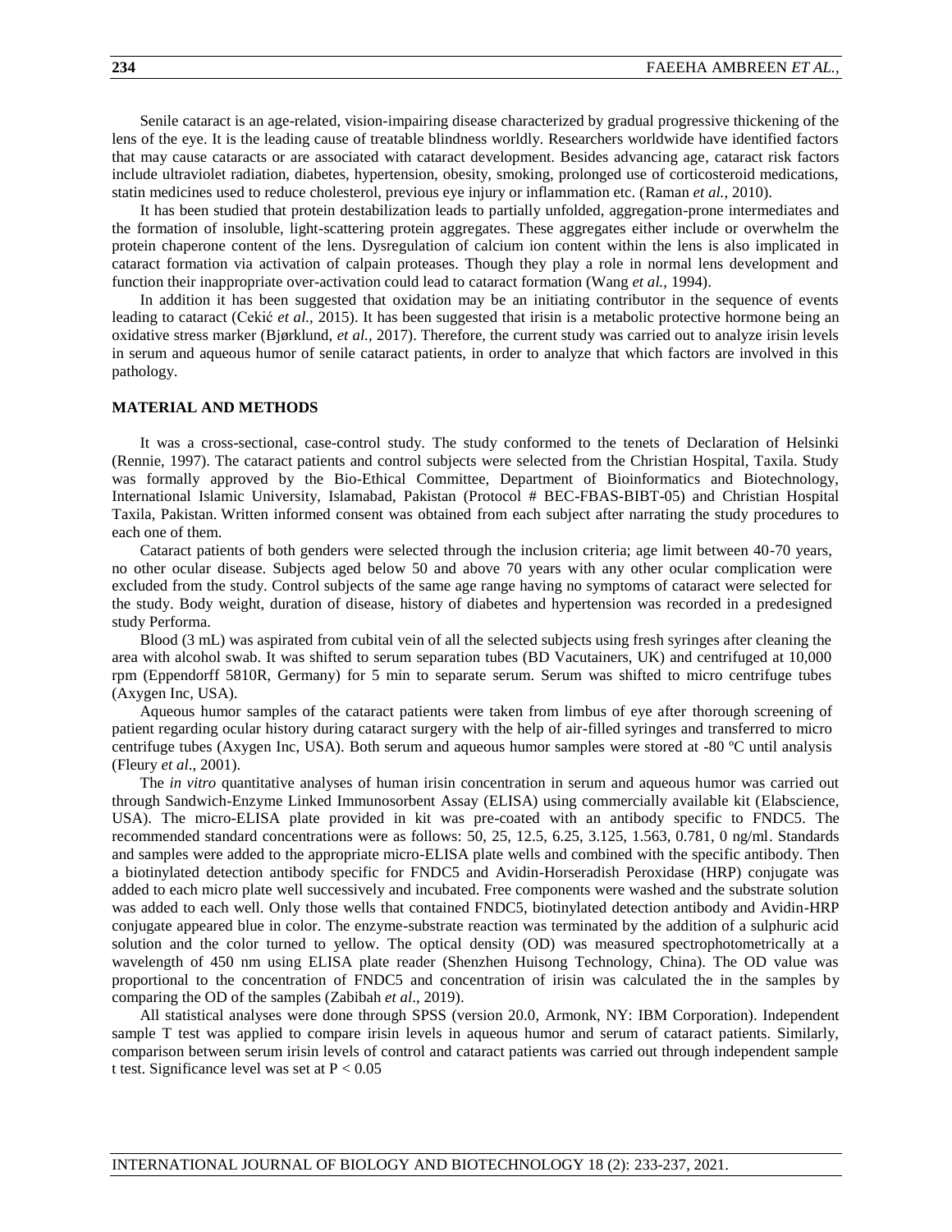Senile cataract is an age-related, vision-impairing disease characterized by gradual progressive thickening of the lens of the eye. It is the leading cause of treatable blindness worldly. Researchers worldwide have identified factors that may cause cataracts or are associated with cataract development. Besides advancing age, cataract risk factors include ultraviolet radiation, diabetes, hypertension, obesity, smoking, prolonged use of corticosteroid medications, statin medicines used to reduce cholesterol, previous eye injury or inflammation etc. (Raman *et al.,* 2010).

It has been studied that protein destabilization leads to partially unfolded, aggregation-prone intermediates and the formation of insoluble, light-scattering protein aggregates. These aggregates either include or overwhelm the protein chaperone content of the lens. Dysregulation of calcium ion content within the lens is also implicated in cataract formation via activation of calpain proteases. Though they play a role in normal lens development and function their inappropriate over-activation could lead to cataract formation (Wang *et al.,* 1994).

In addition it has been suggested that oxidation may be an initiating contributor in the sequence of events leading to cataract (Cekić *et al.,* 2015). It has been suggested that irisin is a metabolic protective hormone being an oxidative stress marker (Bjørklund, *et al.,* 2017). Therefore, the current study was carried out to analyze irisin levels in serum and aqueous humor of senile cataract patients, in order to analyze that which factors are involved in this pathology.

## MATERIAL AND METHODS

It was a cross-sectional, case-control study. The study conformed to the tenets of Declaration of Helsinki (Rennie, 1997). The cataract patients and control subjects were selected from the Christian Hospital, Taxila. Study was formally approved by the Bio-Ethical Committee, Department of Bioinformatics and Biotechnology, International Islamic University, Islamabad, Pakistan (Protocol # BEC-FBAS-BIBT-05) and Christian Hospital Taxila, Pakistan. Written informed consent was obtained from each subject after narrating the study procedures to each one of them.

Cataract patients of both genders were selected through the inclusion criteria; age limit between 40-70 years, no other ocular disease. Subjects aged below 50 and above 70 years with any other ocular complication were excluded from the study. Control subjects of the same age range having no symptoms of cataract were selected for the study. Body weight, duration of disease, history of diabetes and hypertension was recorded in a predesigned study Performa.

Blood (3 mL) was aspirated from cubital vein of all the selected subjects using fresh syringes after cleaning the area with alcohol swab. It was shifted to serum separation tubes (BD Vacutainers, UK) and centrifuged at 10,000 rpm (Eppendorff 5810R, Germany) for 5 min to separate serum. Serum was shifted to micro centrifuge tubes (Axygen Inc, USA).

Aqueous humor samples of the cataract patients were taken from limbus of eye after thorough screening of patient regarding ocular history during cataract surgery with the help of air-filled syringes and transferred to micro centrifuge tubes (Axygen Inc, USA). Both serum and aqueous humor samples were stored at -80 ºC until analysis (Fleury *et al*., 2001).

The *in vitro* quantitative analyses of human irisin concentration in serum and aqueous humor was carried out through Sandwich-Enzyme Linked Immunosorbent Assay (ELISA) using commercially available kit (Elabscience, USA). The micro-ELISA plate provided in kit was pre-coated with an antibody specific to FNDC5. The recommended standard concentrations were as follows: 50, 25, 12.5, 6.25, 3.125, 1.563, 0.781, 0 ng/ml. Standards and samples were added to the appropriate micro-ELISA plate wells and combined with the specific antibody. Then a biotinylated detection antibody specific for FNDC5 and Avidin-Horseradish Peroxidase (HRP) conjugate was added to each micro plate well successively and incubated. Free components were washed and the substrate solution was added to each well. Only those wells that contained FNDC5, biotinylated detection antibody and Avidin-HRP conjugate appeared blue in color. The enzyme-substrate reaction was terminated by the addition of a sulphuric acid solution and the color turned to yellow. The optical density (OD) was measured spectrophotometrically at a wavelength of 450 nm using ELISA plate reader (Shenzhen Huisong Technology, China). The OD value was proportional to the concentration of FNDC5 and concentration of irisin was calculated the in the samples by comparing the OD of the samples (Zabibah *et al*., 2019).

All statistical analyses were done through SPSS (version 20.0, Armonk, NY: IBM Corporation). Independent sample T test was applied to compare irisin levels in aqueous humor and serum of cataract patients. Similarly, comparison between serum irisin levels of control and cataract patients was carried out through independent sample t test. Significance level was set at $P < 0.05$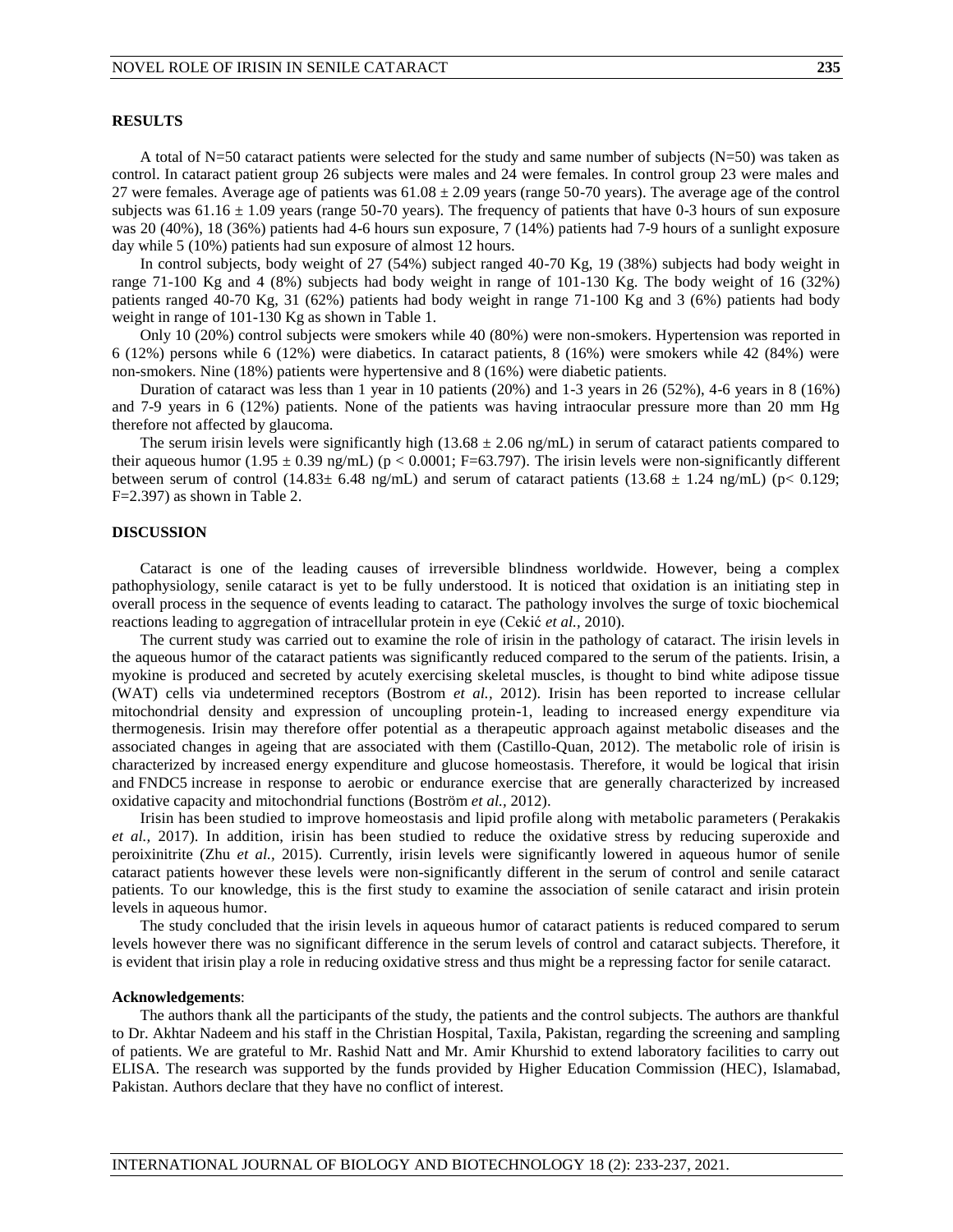## RESULTS

A total of N=50 cataract patients were selected for the study and same number of subjects (N=50) was taken as control. In cataract patient group 26 subjects were males and 24 were females. In control group 23 were males and 27 were females. Average age of patients was $61.08 \pm 2.09$ years (range 50-70 years). The average age of the control subjects was $61.16 \pm 1.09$ years (range 50-70 years). The frequency of patients that have 0-3 hours of sun exposure was 20 (40%), 18 (36%) patients had 4-6 hours sun exposure, 7 (14%) patients had 7-9 hours of a sunlight exposure day while 5 (10%) patients had sun exposure of almost 12 hours.

In control subjects, body weight of 27 (54%) subject ranged 40-70 Kg, 19 (38%) subjects had body weight in range 71-100 Kg and 4 (8%) subjects had body weight in range of 101-130 Kg. The body weight of 16 (32%) patients ranged 40-70 Kg, 31 (62%) patients had body weight in range 71-100 Kg and 3 (6%) patients had body weight in range of 101-130 Kg as shown in Table 1.

Only 10 (20%) control subjects were smokers while 40 (80%) were non-smokers. Hypertension was reported in 6 (12%) persons while 6 (12%) were diabetics. In cataract patients, 8 (16%) were smokers while 42 (84%) were non-smokers. Nine (18%) patients were hypertensive and 8 (16%) were diabetic patients.

Duration of cataract was less than 1 year in 10 patients (20%) and 1-3 years in 26 (52%), 4-6 years in 8 (16%) and 7-9 years in 6 (12%) patients. None of the patients was having intraocular pressure more than 20 mm Hg therefore not affected by glaucoma.

The serum irisin levels were significantly high ($13.68 \pm 2.06$ ng/mL) in serum of cataract patients compared to their aqueous humor ($1.95 \pm 0.39$ ng/mL) ($p < 0.0001$; F=63.797). The irisin levels were non-significantly different between serum of control ($14.83 \pm 6.48$ ng/mL) and serum of cataract patients ($13.68 \pm 1.24$ ng/mL) ($p < 0.129$; F=2.397) as shown in Table 2.

## DISCUSSION

Cataract is one of the leading causes of irreversible blindness worldwide. However, being a complex pathophysiology, senile cataract is yet to be fully understood. It is noticed that oxidation is an initiating step in overall process in the sequence of events leading to cataract. The pathology involves the surge of toxic biochemical reactions leading to aggregation of intracellular protein in eye (Cekić *et al.,* 2010).

The current study was carried out to examine the role of irisin in the pathology of cataract. The irisin levels in the aqueous humor of the cataract patients was significantly reduced compared to the serum of the patients. Irisin, a myokine is produced and secreted by acutely exercising skeletal muscles, is thought to bind white adipose tissue (WAT) cells via undetermined receptors (Bostrom *et al.,* 2012). Irisin has been reported to increase cellular mitochondrial density and expression of uncoupling protein-1, leading to increased energy expenditure via thermogenesis. Irisin may therefore offer potential as a therapeutic approach against metabolic diseases and the associated changes in ageing that are associated with them (Castillo-Quan, 2012). The metabolic role of irisin is characterized by increased energy expenditure and glucose homeostasis. Therefore, it would be logical that irisin and FNDC5 increase in response to aerobic or endurance exercise that are generally characterized by increased oxidative capacity and mitochondrial functions (Boström *et al.,* 2012).

Irisin has been studied to improve homeostasis and lipid profile along with metabolic parameters (Perakakis *et al.,* 2017). In addition, irisin has been studied to reduce the oxidative stress by reducing superoxide and peroixinitrite (Zhu *et al.,* 2015). Currently, irisin levels were significantly lowered in aqueous humor of senile cataract patients however these levels were non-significantly different in the serum of control and senile cataract patients. To our knowledge, this is the first study to examine the association of senile cataract and irisin protein levels in aqueous humor.

The study concluded that the irisin levels in aqueous humor of cataract patients is reduced compared to serum levels however there was no significant difference in the serum levels of control and cataract subjects. Therefore, it is evident that irisin play a role in reducing oxidative stress and thus might be a repressing factor for senile cataract.

**Acknowledgements**:

The authors thank all the participants of the study, the patients and the control subjects. The authors are thankful to Dr. Akhtar Nadeem and his staff in the Christian Hospital, Taxila, Pakistan, regarding the screening and sampling of patients. We are grateful to Mr. Rashid Natt and Mr. Amir Khurshid to extend laboratory facilities to carry out ELISA. The research was supported by the funds provided by Higher Education Commission (HEC), Islamabad, Pakistan. Authors declare that they have no conflict of interest.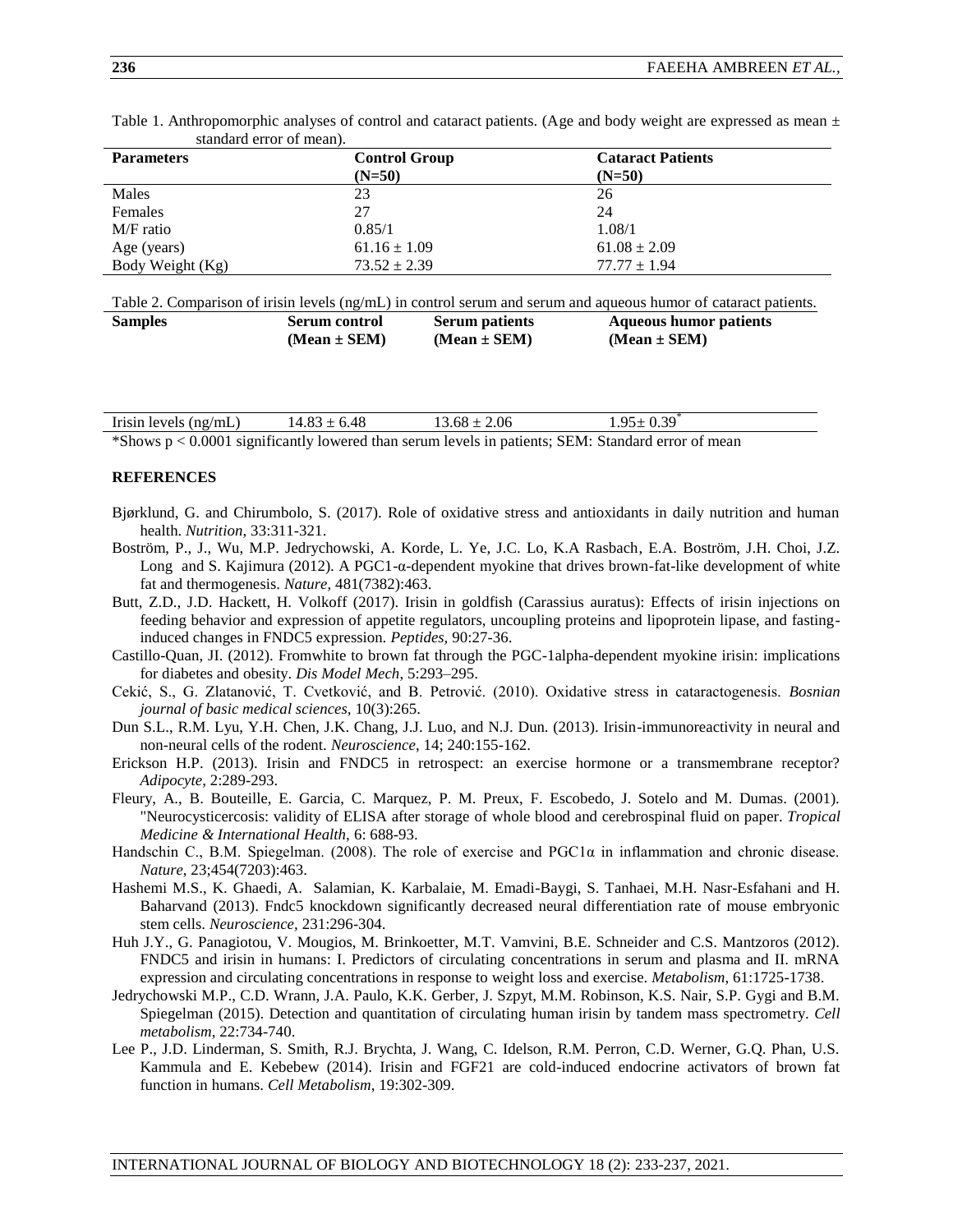Table 1. Anthropomorphic analyses of control and cataract patients. (Age and body weight are expressed as mean ± standard error of mean).

| Parameters | Control Group (N=50) | Cataract Patients (N=50) |
|---|---|---|
| Males | 23 | 26 |
| Females | 27 | 24 |
| M/F ratio | 0.85/1 | 1.08/1 |
| Age (years) | 61.16 ± 1.09 | 61.08 ± 2.09 |
| Body Weight (Kg) | 73.52 ± 2.39 | 77.77 ± 1.94 |

Table 2. Comparison of irisin levels (ng/mL) in control serum and serum and aqueous humor of cataract patients.

| Samples | Serum control (Mean ± SEM) | Serum patients (Mean ± SEM) | Aqueous humor patients (Mean ± SEM) |
|---|---|---|---|
| Irisin levels (ng/mL) | 14.83 ± 6.48 | 13.68 ± 2.06 | 1.95± 0.39* |

*Shows $p < 0.0001$ significantly lowered than serum levels in patients; SEM: Standard error of mean

## REFERENCES

Bjørklund, G. and Chirumbolo, S. (2017). Role of oxidative stress and antioxidants in daily nutrition and human health. *Nutrition*, 33:311-321.

Boström, P., J., Wu, M.P. Jedrychowski, A. Korde, L. Ye, J.C. Lo, K.A Rasbach, E.A. Boström, J.H. Choi, J.Z. Long and S. Kajimura (2012). A PGC1-α-dependent myokine that drives brown-fat-like development of white fat and thermogenesis. *Nature*, 481(7382):463.

Butt, Z.D., J.D. Hackett, H. Volkoff (2017). Irisin in goldfish (Carassius auratus): Effects of irisin injections on feeding behavior and expression of appetite regulators, uncoupling proteins and lipoprotein lipase, and fasting-induced changes in FNDC5 expression. *Peptides*, 90:27-36.

Castillo-Quan, JI. (2012). Fromwhite to brown fat through the PGC-1alpha-dependent myokine irisin: implications for diabetes and obesity. *Dis Model Mech*, 5:293–295.

Cekić, S., G. Zlatanović, T. Cvetković, and B. Petrović. (2010). Oxidative stress in cataractogenesis. *Bosnian journal of basic medical sciences*, 10(3):265.

Dun S.L., R.M. Lyu, Y.H. Chen, J.K. Chang, J.J. Luo, and N.J. Dun. (2013). Irisin-immunoreactivity in neural and non-neural cells of the rodent. *Neuroscience*, 14; 240:155-162.

Erickson H.P. (2013). Irisin and FNDC5 in retrospect: an exercise hormone or a transmembrane receptor? *Adipocyte*, 2:289-293.

Fleury, A., B. Bouteille, E. Garcia, C. Marquez, P. M. Preux, F. Escobedo, J. Sotelo and M. Dumas. (2001). "Neurocysticercosis: validity of ELISA after storage of whole blood and cerebrospinal fluid on paper. *Tropical Medicine & International Health*, 6: 688-93.

Handschin C., B.M. Spiegelman. (2008). The role of exercise and PGC1α in inflammation and chronic disease. *Nature*, 23;454(7203):463.

Hashemi M.S., K. Ghaedi, A. Salamian, K. Karbalaie, M. Emadi-Baygi, S. Tanhaei, M.H. Nasr-Esfahani and H. Baharvand (2013). Fndc5 knockdown significantly decreased neural differentiation rate of mouse embryonic stem cells. *Neuroscience*, 231:296-304.

Huh J.Y., G. Panagiotou, V. Mougios, M. Brinkoetter, M.T. Vamvini, B.E. Schneider and C.S. Mantzoros (2012). FNDC5 and irisin in humans: I. Predictors of circulating concentrations in serum and plasma and II. mRNA expression and circulating concentrations in response to weight loss and exercise. *Metabolism*, 61:1725-1738.

Jedrychowski M.P., C.D. Wrann, J.A. Paulo, K.K. Gerber, J. Szpyt, M.M. Robinson, K.S. Nair, S.P. Gygi and B.M. Spiegelman (2015). Detection and quantitation of circulating human irisin by tandem mass spectrometry. *Cell metabolism*, 22:734-740.

Lee P., J.D. Linderman, S. Smith, R.J. Brychta, J. Wang, C. Idelson, R.M. Perron, C.D. Werner, G.Q. Phan, U.S. Kammula and E. Kebebew (2014). Irisin and FGF21 are cold-induced endocrine activators of brown fat function in humans. *Cell Metabolism*, 19:302-309.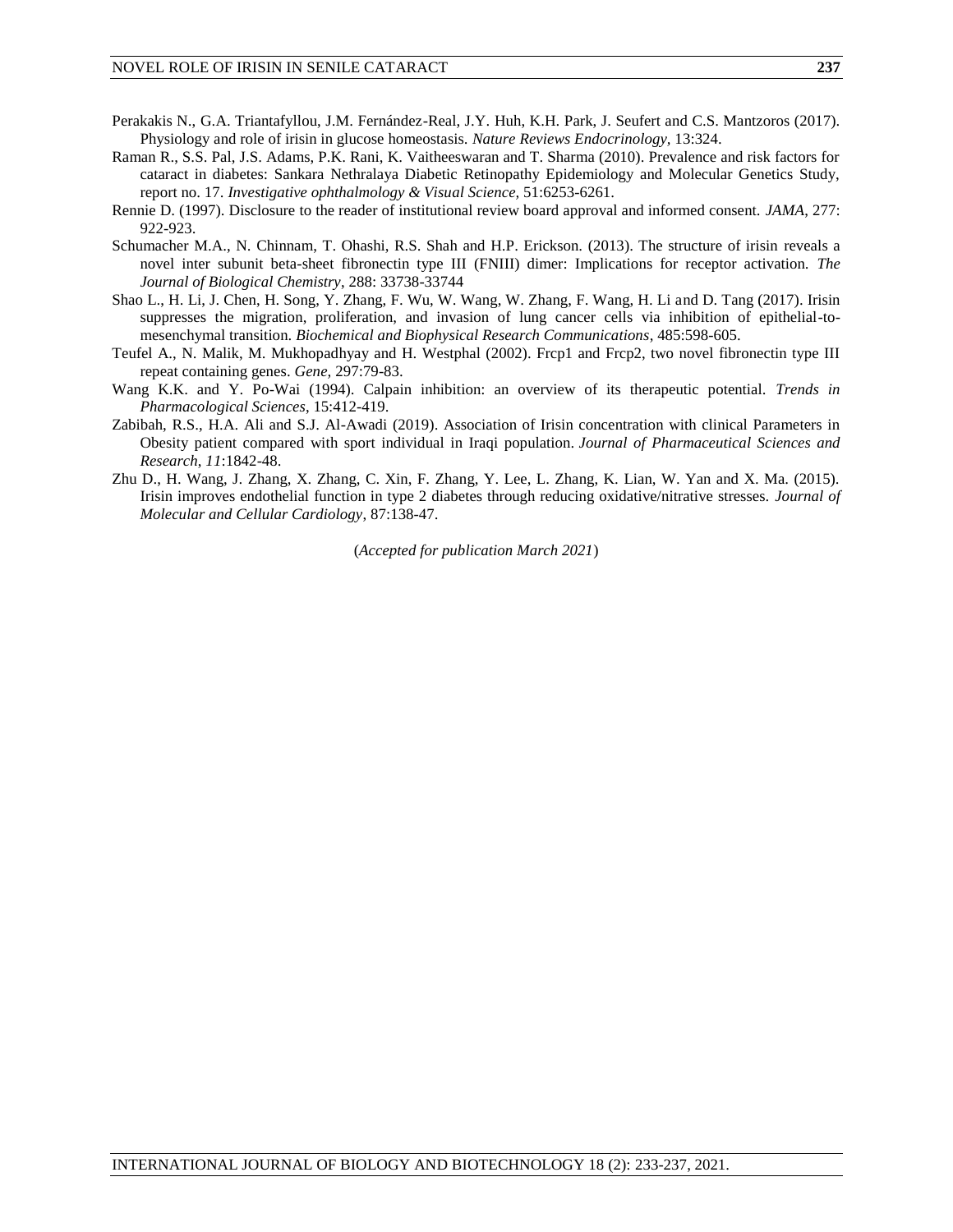Perakakis N., G.A. Triantafyllou, J.M. Fernández-Real, J.Y. Huh, K.H. Park, J. Seufert and C.S. Mantzoros (2017). Physiology and role of irisin in glucose homeostasis. *Nature Reviews Endocrinology,* 13:324.

Raman R., S.S. Pal, J.S. Adams, P.K. Rani, K. Vaitheeswaran and T. Sharma (2010). Prevalence and risk factors for cataract in diabetes: Sankara Nethralaya Diabetic Retinopathy Epidemiology and Molecular Genetics Study, report no. 17. *Investigative ophthalmology & Visual Science*, 51:6253-6261.

Rennie D. (1997). Disclosure to the reader of institutional review board approval and informed consent. *JAMA*, 277: 922-923.

Schumacher M.A., N. Chinnam, T. Ohashi, R.S. Shah and H.P. Erickson. (2013). The structure of irisin reveals a novel inter subunit beta-sheet fibronectin type III (FNIII) dimer: Implications for receptor activation. *The Journal of Biological Chemistry*, 288: 33738-33744

Shao L., H. Li, J. Chen, H. Song, Y. Zhang, F. Wu, W. Wang, W. Zhang, F. Wang, H. Li and D. Tang (2017). Irisin suppresses the migration, proliferation, and invasion of lung cancer cells via inhibition of epithelial-to-mesenchymal transition. *Biochemical and Biophysical Research Communications*, 485:598-605.

Teufel A., N. Malik, M. Mukhopadhyay and H. Westphal (2002). Frcp1 and Frcp2, two novel fibronectin type III repeat containing genes. *Gene,* 297:79-83.

Wang K.K. and Y. Po-Wai (1994). Calpain inhibition: an overview of its therapeutic potential. *Trends in Pharmacological Sciences*, 15:412-419.

Zabibah, R.S., H.A. Ali and S.J. Al-Awadi (2019). Association of Irisin concentration with clinical Parameters in Obesity patient compared with sport individual in Iraqi population. *Journal of Pharmaceutical Sciences and Research*, *11*:1842-48.

Zhu D., H. Wang, J. Zhang, X. Zhang, C. Xin, F. Zhang, Y. Lee, L. Zhang, K. Lian, W. Yan and X. Ma. (2015). Irisin improves endothelial function in type 2 diabetes through reducing oxidative/nitrative stresses. *Journal of Molecular and Cellular Cardiology*, 87:138-47.

(*Accepted for publication March 2021*)